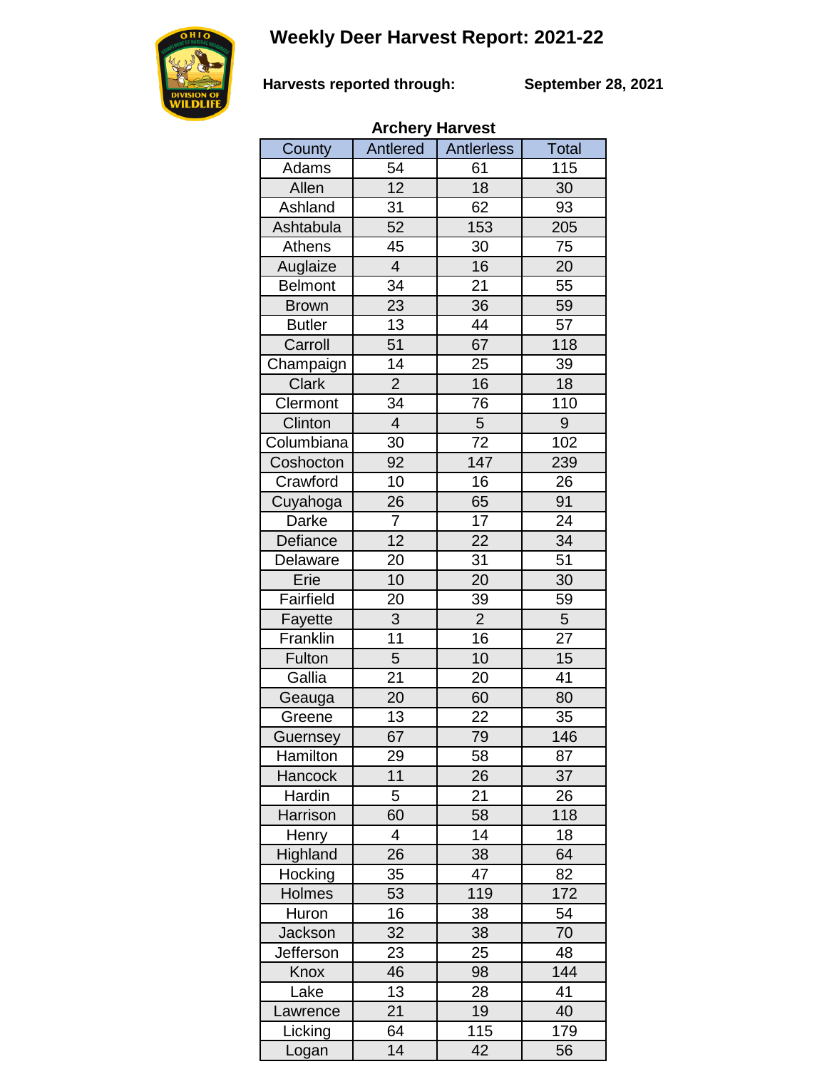# Weekly Deer Harvest Report: 2021-22

**Harvests reported through:** **September 28, 2021**

**Archery Harvest**

| County | Antlered | Antlerless | Total |
|---|---|---|---|
| Adams | 54 | 61 | 115 |
| Allen | 12 | 18 | 30 |
| Ashland | 31 | 62 | 93 |
| Ashtabula | 52 | 153 | 205 |
| Athens | 45 | 30 | 75 |
| Auglaize | 4 | 16 | 20 |
| Belmont | 34 | 21 | 55 |
| Brown | 23 | 36 | 59 |
| Butler | 13 | 44 | 57 |
| Carroll | 51 | 67 | 118 |
| Champaign | 14 | 25 | 39 |
| Clark | 2 | 16 | 18 |
| Clermont | 34 | 76 | 110 |
| Clinton | 4 | 5 | 9 |
| Columbiana | 30 | 72 | 102 |
| Coshocton | 92 | 147 | 239 |
| Crawford | 10 | 16 | 26 |
| Cuyahoga | 26 | 65 | 91 |
| Darke | 7 | 17 | 24 |
| Defiance | 12 | 22 | 34 |
| Delaware | 20 | 31 | 51 |
| Erie | 10 | 20 | 30 |
| Fairfield | 20 | 39 | 59 |
| Fayette | 3 | 2 | 5 |
| Franklin | 11 | 16 | 27 |
| Fulton | 5 | 10 | 15 |
| Gallia | 21 | 20 | 41 |
| Geauga | 20 | 60 | 80 |
| Greene | 13 | 22 | 35 |
| Guernsey | 67 | 79 | 146 |
| Hamilton | 29 | 58 | 87 |
| Hancock | 11 | 26 | 37 |
| Hardin | 5 | 21 | 26 |
| Harrison | 60 | 58 | 118 |
| Henry | 4 | 14 | 18 |
| Highland | 26 | 38 | 64 |
| Hocking | 35 | 47 | 82 |
| Holmes | 53 | 119 | 172 |
| Huron | 16 | 38 | 54 |
| Jackson | 32 | 38 | 70 |
| Jefferson | 23 | 25 | 48 |
| Knox | 46 | 98 | 144 |
| Lake | 13 | 28 | 41 |
| Lawrence | 21 | 19 | 40 |
| Licking | 64 | 115 | 179 |
| Logan | 14 | 42 | 56 |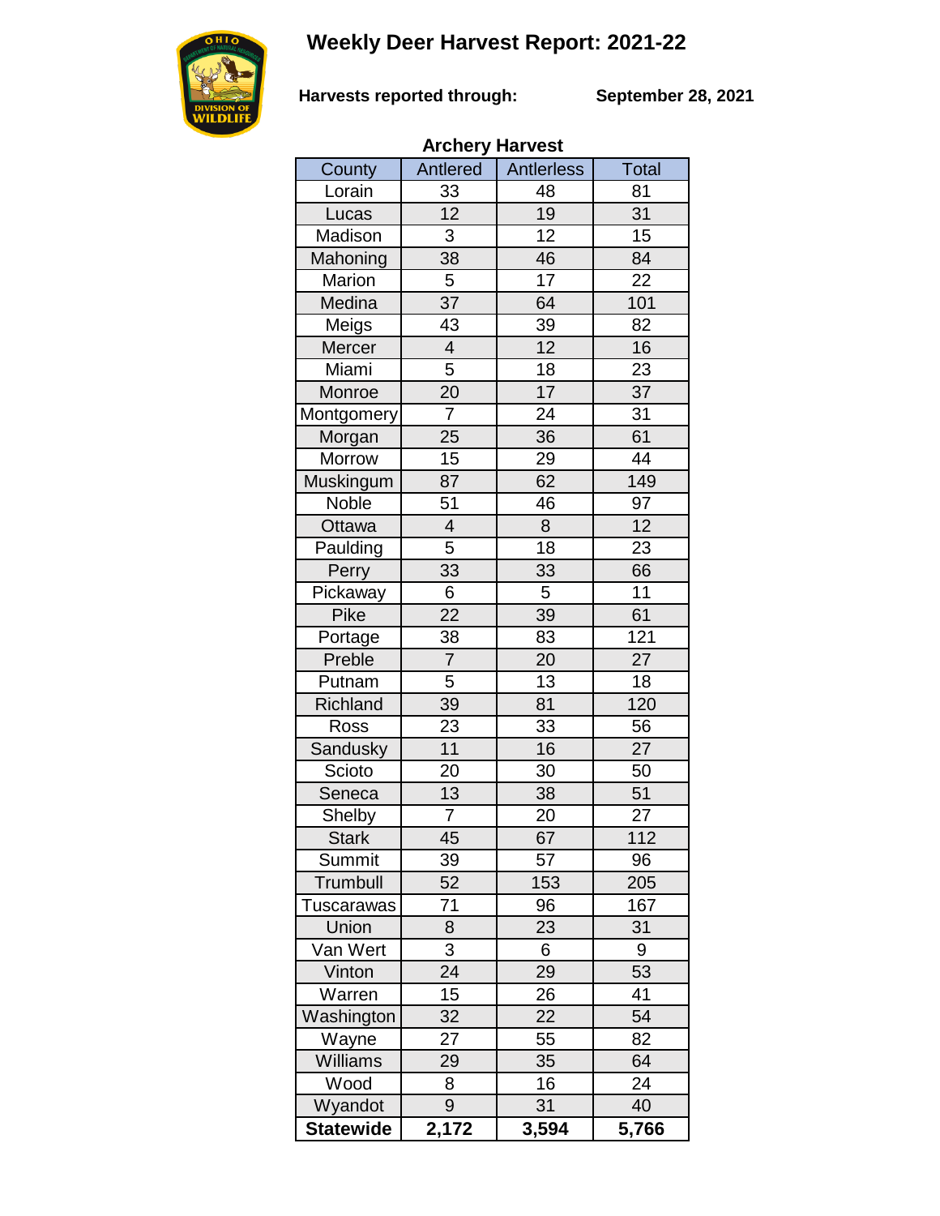# Weekly Deer Harvest Report: 2021-22

**Harvests reported through:** **September 28, 2021**

**Archery Harvest**

| County | Antlered | Antlerless | Total |
|---|---|---|---|
| Lorain | 33 | 48 | 81 |
| Lucas | 12 | 19 | 31 |
| Madison | 3 | 12 | 15 |
| Mahoning | 38 | 46 | 84 |
| Marion | 5 | 17 | 22 |
| Medina | 37 | 64 | 101 |
| Meigs | 43 | 39 | 82 |
| Mercer | 4 | 12 | 16 |
| Miami | 5 | 18 | 23 |
| Monroe | 20 | 17 | 37 |
| Montgomery | 7 | 24 | 31 |
| Morgan | 25 | 36 | 61 |
| Morrow | 15 | 29 | 44 |
| Muskingum | 87 | 62 | 149 |
| Noble | 51 | 46 | 97 |
| Ottawa | 4 | 8 | 12 |
| Paulding | 5 | 18 | 23 |
| Perry | 33 | 33 | 66 |
| Pickaway | 6 | 5 | 11 |
| Pike | 22 | 39 | 61 |
| Portage | 38 | 83 | 121 |
| Preble | 7 | 20 | 27 |
| Putnam | 5 | 13 | 18 |
| Richland | 39 | 81 | 120 |
| Ross | 23 | 33 | 56 |
| Sandusky | 11 | 16 | 27 |
| Scioto | 20 | 30 | 50 |
| Seneca | 13 | 38 | 51 |
| Shelby | 7 | 20 | 27 |
| Stark | 45 | 67 | 112 |
| Summit | 39 | 57 | 96 |
| Trumbull | 52 | 153 | 205 |
| Tuscarawas | 71 | 96 | 167 |
| Union | 8 | 23 | 31 |
| Van Wert | 3 | 6 | 9 |
| Vinton | 24 | 29 | 53 |
| Warren | 15 | 26 | 41 |
| Washington | 32 | 22 | 54 |
| Wayne | 27 | 55 | 82 |
| Williams | 29 | 35 | 64 |
| Wood | 8 | 16 | 24 |
| Wyandot | 9 | 31 | 40 |
| **Statewide** | **2,172** | **3,594** | **5,766** |